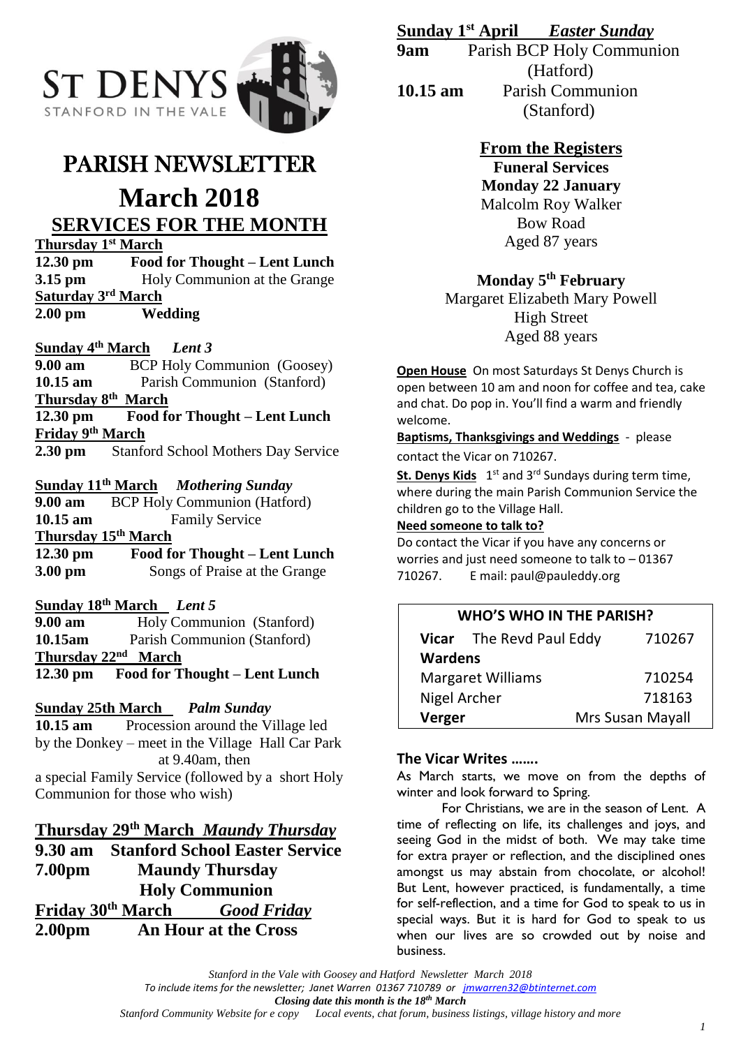ST DENYS
STANFORD IN THE VALE

# PARISH NEWSLETTER

# March 2018

## SERVICES FOR THE MONTH

**Thursday 1st March**
**12.30 pm** **Food for Thought – Lent Lunch**
**3.15 pm** Holy Communion at the Grange

**Saturday 3rd March**
**2.00 pm** **Wedding**

**Sunday 4th March** *Lent 3*
**9.00 am** BCP Holy Communion (Goosey)
**10.15 am** Parish Communion (Stanford)

**Thursday 8th March**
**12.30 pm** **Food for Thought – Lent Lunch**

**Friday 9th March**
**2.30 pm** Stanford School Mothers Day Service

**Sunday 11th March** *Mothering Sunday*
**9.00 am** BCP Holy Communion (Hatford)
**10.15 am** Family Service

**Thursday 15th March**
**12.30 pm** **Food for Thought – Lent Lunch**
**3.00 pm** Songs of Praise at the Grange

**Sunday 18th March** *Lent 5*
**9.00 am** Holy Communion (Stanford)
**10.15am** Parish Communion (Stanford)

**Thursday 22nd March**
**12.30 pm** **Food for Thought – Lent Lunch**

**Sunday 25th March** *Palm Sunday*
**10.15 am** Procession around the Village led by the Donkey – meet in the Village Hall Car Park at 9.40am, then a special Family Service (followed by a short Holy Communion for those who wish)

**Thursday 29th March** ***Maundy Thursday***
**9.30 am** **Stanford School Easter Service**
**7.00pm** **Maundy Thursday Holy Communion**

**Friday 30th March** ***Good Friday***
**2.00pm** **An Hour at the Cross**

**Sunday 1st April** ***Easter Sunday***
**9am** Parish BCP Holy Communion (Hatford)
**10.15 am** Parish Communion (Stanford)

## From the Registers

**Funeral Services**

**Monday 22 January**
Malcolm Roy Walker
Bow Road
Aged 87 years

**Monday 5th February**
Margaret Elizabeth Mary Powell
High Street
Aged 88 years

**Open House** On most Saturdays St Denys Church is open between 10 am and noon for coffee and tea, cake and chat. Do pop in. You'll find a warm and friendly welcome.

**Baptisms, Thanksgivings and Weddings** - please contact the Vicar on 710267.

**St. Denys Kids** 1st and 3rd Sundays during term time, where during the main Parish Communion Service the children go to the Village Hall.

**Need someone to talk to?**
Do contact the Vicar if you have any concerns or worries and just need someone to talk to – 01367 710267. E mail: paul@pauleddy.org

| WHO'S WHO IN THE PARISH? | |
|---|---|
| **Vicar** The Revd Paul Eddy | 710267 |
| **Wardens** | |
| Margaret Williams | 710254 |
| Nigel Archer | 718163 |
| **Verger** | Mrs Susan Mayall |

### The Vicar Writes …….

As March starts, we move on from the depths of winter and look forward to Spring.

For Christians, we are in the season of Lent. A time of reflecting on life, its challenges and joys, and seeing God in the midst of both. We may take time for extra prayer or reflection, and the disciplined ones amongst us may abstain from chocolate, or alcohol! But Lent, however practiced, is fundamentally, a time for self-reflection, and a time for God to speak to us in special ways. But it is hard for God to speak to us when our lives are so crowded out by noise and business.

*Stanford in the Vale with Goosey and Hatford Newsletter March 2018*
*To include items for the newsletter; Janet Warren 01367 710789 or jmwarren32@btinternet.com*
***Closing date this month is the 18th March***
*Stanford Community Website for e copy Local events, chat forum, business listings, village history and more*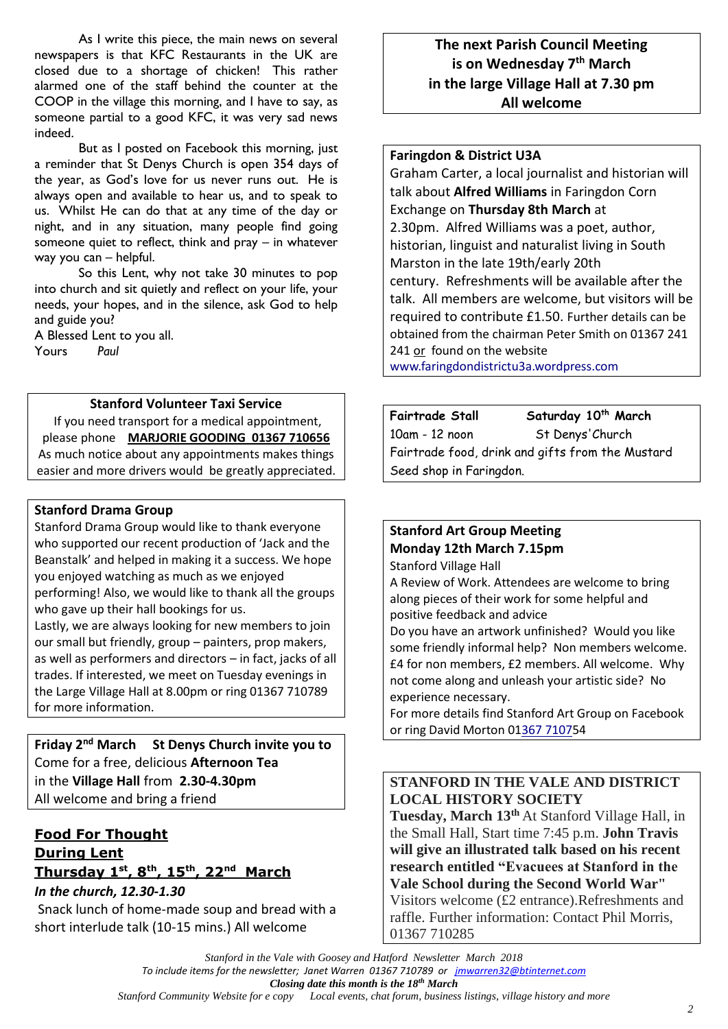As I write this piece, the main news on several newspapers is that KFC Restaurants in the UK are closed due to a shortage of chicken! This rather alarmed one of the staff behind the counter at the COOP in the village this morning, and I have to say, as someone partial to a good KFC, it was very sad news indeed.

But as I posted on Facebook this morning, just a reminder that St Denys Church is open 354 days of the year, as God's love for us never runs out. He is always open and available to hear us, and to speak to us. Whilst He can do that at any time of the day or night, and in any situation, many people find going someone quiet to reflect, think and pray – in whatever way you can – helpful.

So this Lent, why not take 30 minutes to pop into church and sit quietly and reflect on your life, your needs, your hopes, and in the silence, ask God to help and guide you?

A Blessed Lent to you all.

Yours *Paul*

---

**Stanford Volunteer Taxi Service**

If you need transport for a medical appointment, please phone **MARJORIE GOODING 01367 710656**

As much notice about any appointments makes things easier and more drivers would be greatly appreciated.

---

**Stanford Drama Group**

Stanford Drama Group would like to thank everyone who supported our recent production of 'Jack and the Beanstalk' and helped in making it a success. We hope you enjoyed watching as much as we enjoyed performing! Also, we would like to thank all the groups who gave up their hall bookings for us.

Lastly, we are always looking for new members to join our small but friendly, group – painters, prop makers, as well as performers and directors – in fact, jacks of all trades. If interested, we meet on Tuesday evenings in the Large Village Hall at 8.00pm or ring 01367 710789 for more information.

---

**Friday 2nd March St Denys Church invite you to**

Come for a free, delicious **Afternoon Tea**

in the **Village Hall** from **2.30-4.30pm**

All welcome and bring a friend

---

**Food For Thought**
**During Lent**
**Thursday 1st, 8th, 15th, 22nd March**

***In the church, 12.30-1.30***

Snack lunch of home-made soup and bread with a short interlude talk (10-15 mins.) All welcome

---

**The next Parish Council Meeting**
**is on Wednesday 7th March**
**in the large Village Hall at 7.30 pm**
**All welcome**

---

**Faringdon & District U3A**

Graham Carter, a local journalist and historian will talk about **Alfred Williams** in Faringdon Corn Exchange on **Thursday 8th March** at 2.30pm. Alfred Williams was a poet, author, historian, linguist and naturalist living in South Marston in the late 19th/early 20th century. Refreshments will be available after the talk. All members are welcome, but visitors will be required to contribute £1.50. Further details can be obtained from the chairman Peter Smith on 01367 241 241 or found on the website www.faringdondistrictu3a.wordpress.com

---

**Fairtrade Stall** **Saturday 10th March**

10am - 12 noon St Denys'Church

Fairtrade food, drink and gifts from the Mustard Seed shop in Faringdon.

---

**Stanford Art Group Meeting**
**Monday 12th March 7.15pm**

Stanford Village Hall

A Review of Work. Attendees are welcome to bring along pieces of their work for some helpful and positive feedback and advice

Do you have an artwork unfinished? Would you like some friendly informal help? Non members welcome. £4 for non members, £2 members. All welcome. Why not come along and unleash your artistic side? No experience necessary.

For more details find Stanford Art Group on Facebook or ring David Morton 01367 710754

---

**STANFORD IN THE VALE AND DISTRICT LOCAL HISTORY SOCIETY**

**Tuesday, March 13th** At Stanford Village Hall, in the Small Hall, Start time 7:45 p.m. **John Travis will give an illustrated talk based on his recent research entitled "Evacuees at Stanford in the Vale School during the Second World War"** Visitors welcome (£2 entrance).Refreshments and raffle. Further information: Contact Phil Morris, 01367 710285

---

*Stanford in the Vale with Goosey and Hatford Newsletter March 2018*

*To include items for the newsletter; Janet Warren 01367 710789 or jmwarren32@btinternet.com*

***Closing date this month is the 18th March***

*Stanford Community Website for e copy Local events, chat forum, business listings, village history and more*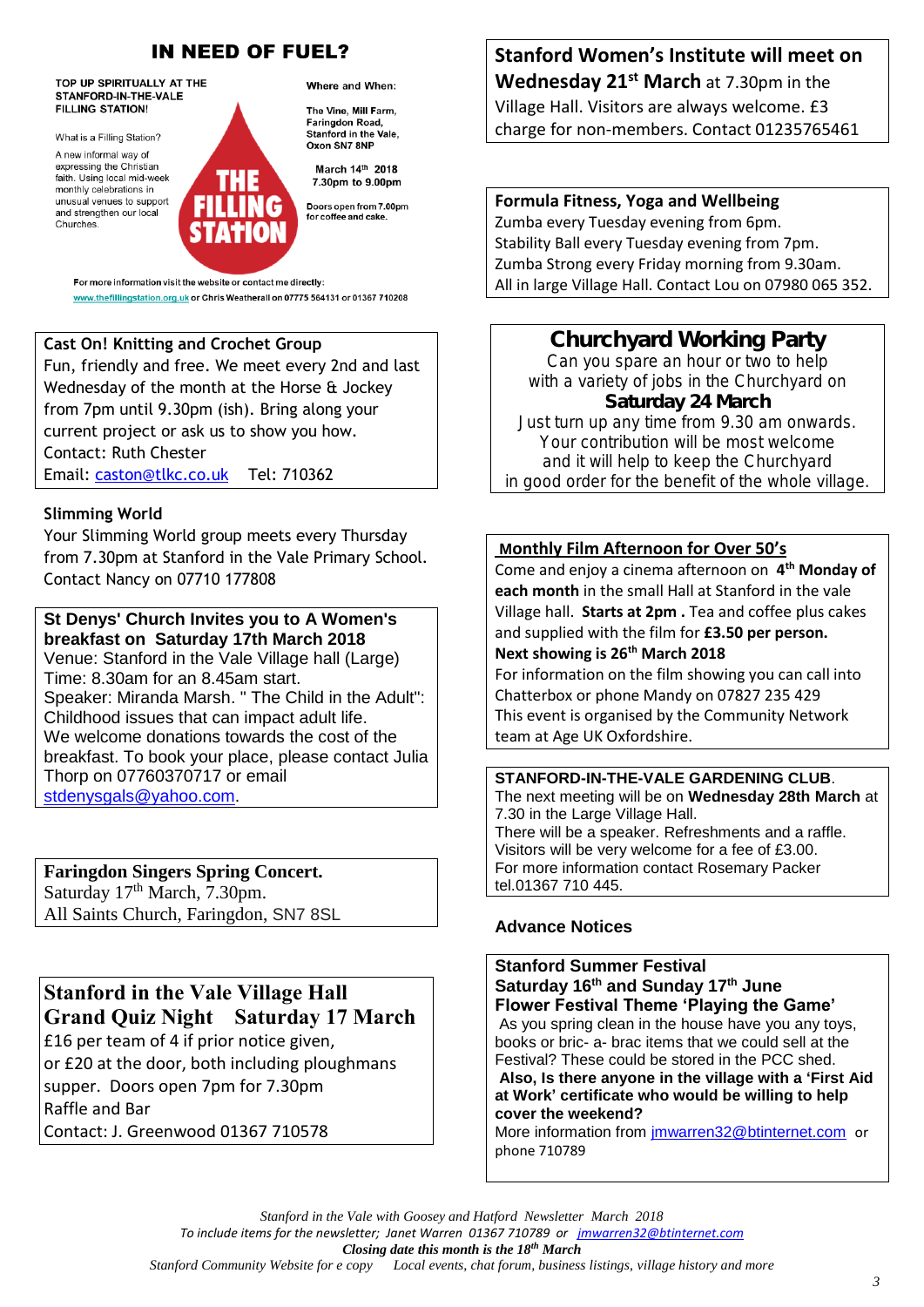## IN NEED OF FUEL?

**TOP UP SPIRITUALLY AT THE STANFORD-IN-THE-VALE FILLING STATION!**

What is a Filling Station?

A new informal way of expressing the Christian faith. Using local mid-week monthly celebrations in unusual venues to support and strengthen our local Churches.

**THE FILLING STATION**

**Where and When:**

**The Vine, Mill Farm, Faringdon Road, Stanford in the Vale, Oxon SN7 8NP**

**March 14th 2018**
**7.30pm to 9.00pm**

**Doors open from 7.00pm for coffee and cake.**

For more information visit the website or contact me directly: www.thefillingstation.org.uk or Chris Weatherall on 07775 564131 or 01367 710208

**Cast On! Knitting and Crochet Group**

Fun, friendly and free. We meet every 2nd and last Wednesday of the month at the Horse & Jockey from 7pm until 9.30pm (ish). Bring along your current project or ask us to show you how.
Contact: Ruth Chester
Email: caston@tlkc.co.uk Tel: 710362

**Slimming World**

Your Slimming World group meets every Thursday from 7.30pm at Stanford in the Vale Primary School. Contact Nancy on 07710 177808

**St Denys' Church Invites you to A Women's breakfast on Saturday 17th March 2018**

Venue: Stanford in the Vale Village hall (Large)
Time: 8.30am for an 8.45am start.
Speaker: Miranda Marsh. " The Child in the Adult": Childhood issues that can impact adult life.
We welcome donations towards the cost of the breakfast. To book your place, please contact Julia Thorp on 07760370717 or email stdenysgals@yahoo.com.

**Faringdon Singers Spring Concert.**
Saturday 17th March, 7.30pm.
All Saints Church, Faringdon, SN7 8SL

**Stanford in the Vale Village Hall**
**Grand Quiz Night Saturday 17 March**

£16 per team of 4 if prior notice given,
or £20 at the door, both including ploughmans supper. Doors open 7pm for 7.30pm
Raffle and Bar
Contact: J. Greenwood 01367 710578

**Stanford Women's Institute will meet on Wednesday 21st March** at 7.30pm in the Village Hall. Visitors are always welcome. £3 charge for non-members. Contact 01235765461

**Formula Fitness, Yoga and Wellbeing**

Zumba every Tuesday evening from 6pm.
Stability Ball every Tuesday evening from 7pm.
Zumba Strong every Friday morning from 9.30am.
All in large Village Hall. Contact Lou on 07980 065 352.

**Churchyard Working Party**

Can you spare an hour or two to help with a variety of jobs in the Churchyard on
**Saturday 24 March**
Just turn up any time from 9.30 am onwards.
Your contribution will be most welcome and it will help to keep the Churchyard in good order for the benefit of the whole village.

**Monthly Film Afternoon for Over 50's**

Come and enjoy a cinema afternoon on **4th Monday of each month** in the small Hall at Stanford in the vale Village hall. **Starts at 2pm .** Tea and coffee plus cakes and supplied with the film for **£3.50 per person.**
**Next showing is 26th March 2018**
For information on the film showing you can call into Chatterbox or phone Mandy on 07827 235 429
This event is organised by the Community Network team at Age UK Oxfordshire.

**STANFORD-IN-THE-VALE GARDENING CLUB**.
The next meeting will be on **Wednesday 28th March** at 7.30 in the Large Village Hall.
There will be a speaker. Refreshments and a raffle.
Visitors will be very welcome for a fee of £3.00.
For more information contact Rosemary Packer tel.01367 710 445.

### Advance Notices

**Stanford Summer Festival**
**Saturday 16th and Sunday 17th June**
**Flower Festival Theme 'Playing the Game'**

As you spring clean in the house have you any toys, books or bric- a- brac items that we could sell at the Festival? These could be stored in the PCC shed.
**Also, Is there anyone in the village with a 'First Aid at Work' certificate who would be willing to help cover the weekend?**
More information from jmwarren32@btinternet.com or phone 710789

*Stanford in the Vale with Goosey and Hatford Newsletter March 2018*
*To include items for the newsletter; Janet Warren 01367 710789 or jmwarren32@btinternet.com*
***Closing date this month is the 18th March***
*Stanford Community Website for e copy Local events, chat forum, business listings, village history and more*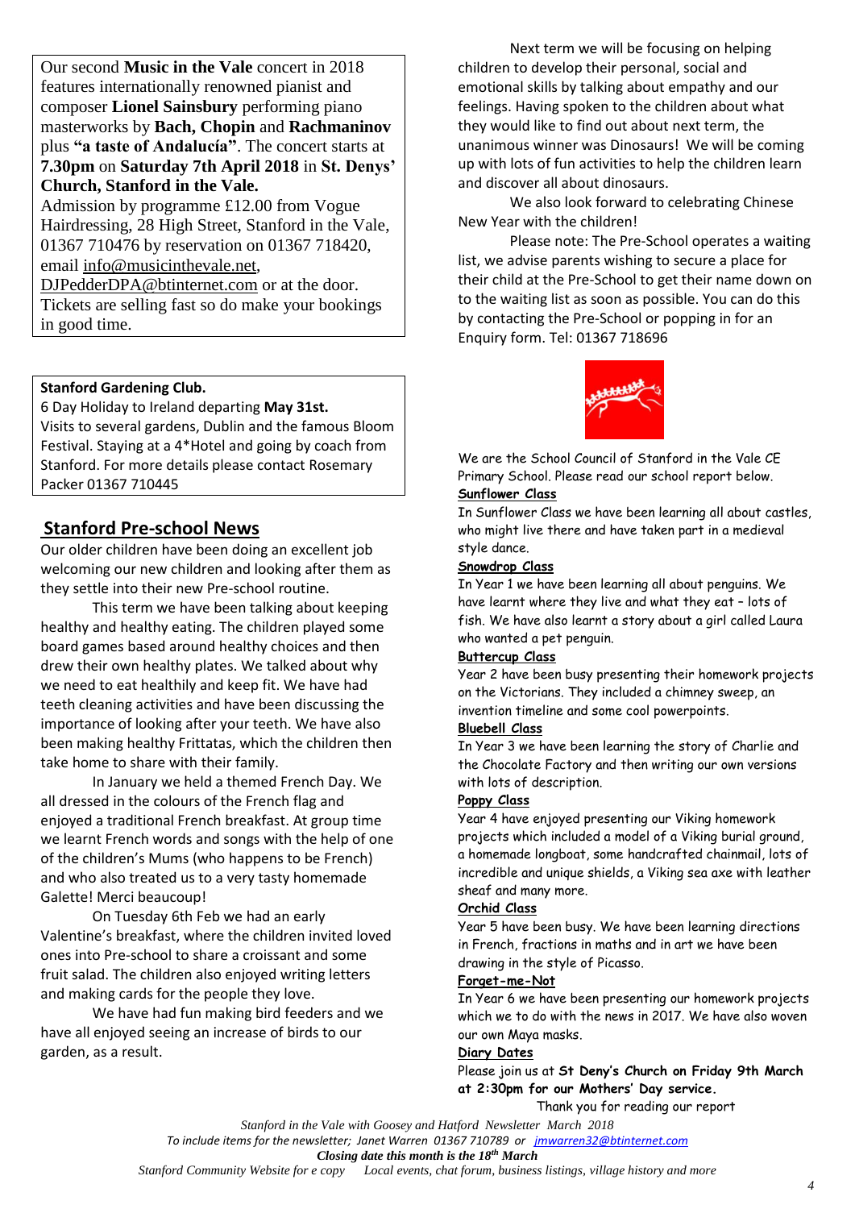Our second **Music in the Vale** concert in 2018 features internationally renowned pianist and composer **Lionel Sainsbury** performing piano masterworks by **Bach, Chopin** and **Rachmaninov** plus **"a taste of Andalucía"**. The concert starts at **7.30pm** on **Saturday 7th April 2018** in **St. Denys' Church, Stanford in the Vale.**
Admission by programme £12.00 from Vogue Hairdressing, 28 High Street, Stanford in the Vale, 01367 710476 by reservation on 01367 718420, email info@musicinthevale.net, DJPedderDPA@btinternet.com or at the door. Tickets are selling fast so do make your bookings in good time.

**Stanford Gardening Club.**
6 Day Holiday to Ireland departing **May 31st.**
Visits to several gardens, Dublin and the famous Bloom Festival. Staying at a 4*Hotel and going by coach from Stanford. For more details please contact Rosemary Packer 01367 710445

## Stanford Pre-school News

Our older children have been doing an excellent job welcoming our new children and looking after them as they settle into their new Pre-school routine.

This term we have been talking about keeping healthy and healthy eating. The children played some board games based around healthy choices and then drew their own healthy plates. We talked about why we need to eat healthily and keep fit. We have had teeth cleaning activities and have been discussing the importance of looking after your teeth. We have also been making healthy Frittatas, which the children then take home to share with their family.

In January we held a themed French Day. We all dressed in the colours of the French flag and enjoyed a traditional French breakfast. At group time we learnt French words and songs with the help of one of the children's Mums (who happens to be French) and who also treated us to a very tasty homemade Galette! Merci beaucoup!

On Tuesday 6th Feb we had an early Valentine's breakfast, where the children invited loved ones into Pre-school to share a croissant and some fruit salad. The children also enjoyed writing letters and making cards for the people they love.

We have had fun making bird feeders and we have all enjoyed seeing an increase of birds to our garden, as a result.

Next term we will be focusing on helping children to develop their personal, social and emotional skills by talking about empathy and our feelings. Having spoken to the children about what they would like to find out about next term, the unanimous winner was Dinosaurs! We will be coming up with lots of fun activities to help the children learn and discover all about dinosaurs.

We also look forward to celebrating Chinese New Year with the children!

Please note: The Pre-School operates a waiting list, we advise parents wishing to secure a place for their child at the Pre-School to get their name down on to the waiting list as soon as possible. You can do this by contacting the Pre-School or popping in for an Enquiry form. Tel: 01367 718696

We are the School Council of Stanford in the Vale CE Primary School. Please read our school report below.

**Sunflower Class**
In Sunflower Class we have been learning all about castles, who might live there and have taken part in a medieval style dance.

**Snowdrop Class**
In Year 1 we have been learning all about penguins. We have learnt where they live and what they eat – lots of fish. We have also learnt a story about a girl called Laura who wanted a pet penguin.

**Buttercup Class**
Year 2 have been busy presenting their homework projects on the Victorians. They included a chimney sweep, an invention timeline and some cool powerpoints.

**Bluebell Class**
In Year 3 we have been learning the story of Charlie and the Chocolate Factory and then writing our own versions with lots of description.

**Poppy Class**
Year 4 have enjoyed presenting our Viking homework projects which included a model of a Viking burial ground, a homemade longboat, some handcrafted chainmail, lots of incredible and unique shields, a Viking sea axe with leather sheaf and many more.

**Orchid Class**
Year 5 have been busy. We have been learning directions in French, fractions in maths and in art we have been drawing in the style of Picasso.

**Forget-me-Not**
In Year 6 we have been presenting our homework projects which we to do with the news in 2017. We have also woven our own Maya masks.

**Diary Dates**
Please join us at **St Deny's Church on Friday 9th March at 2:30pm for our Mothers' Day service.**

Thank you for reading our report

*To include items for the newsletter; Janet Warren 01367 710789 or jmwarren32@btinternet.com*
***Closing date this month is the 18th March***
*Stanford Community Website for e copy Local events, chat forum, business listings, village history and more*